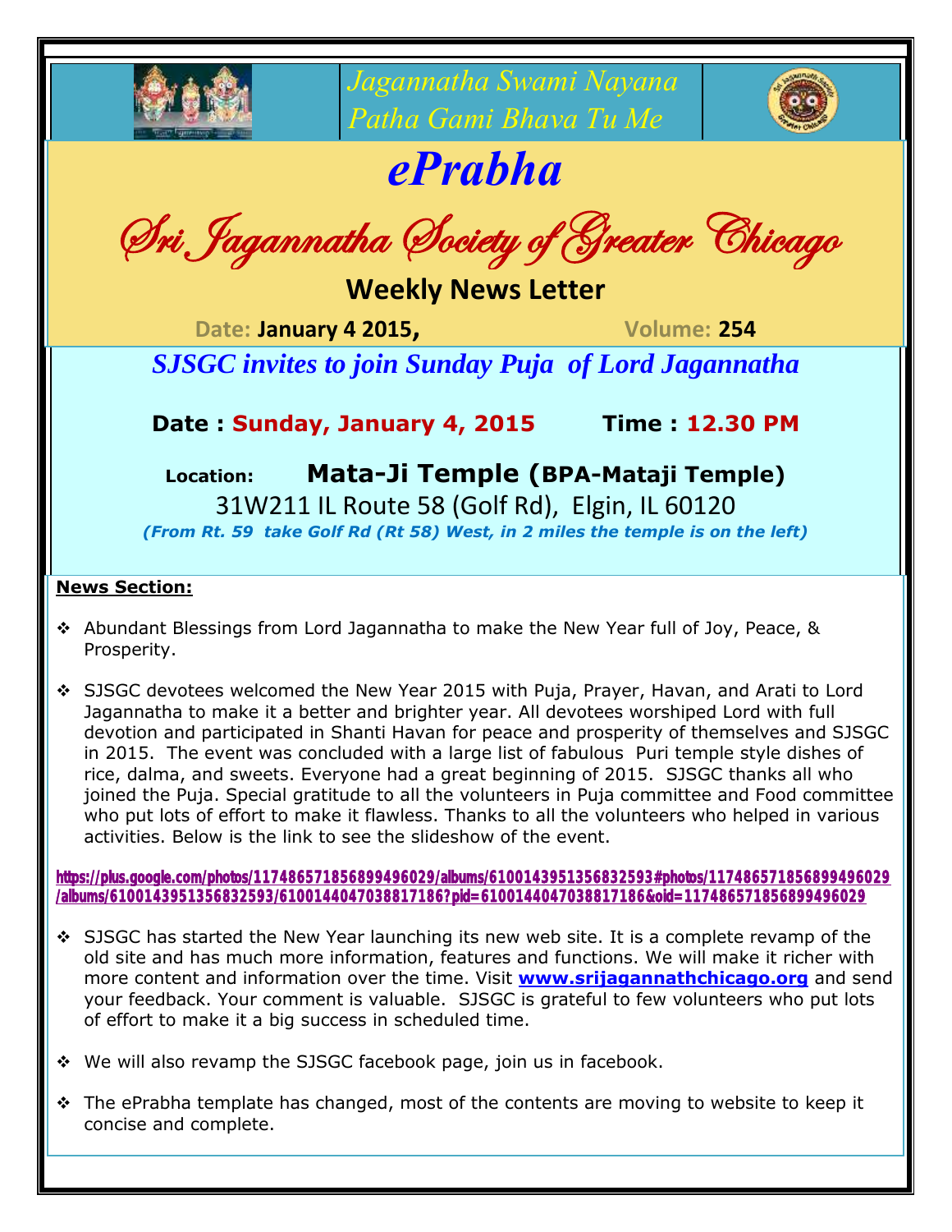*Jagannatha Swami Nayana Patha Gami Bhava Tu Me*

# *ePrabha*

## *Sri Jagannatha Society of Greater Chicago*

### Weekly News Letter

**Date: January 4 2015,** **Volume: 254**

***SJSGC invites to join Sunday Puja of Lord Jagannatha***

**Date : Sunday, January 4, 2015** **Time : 12.30 PM**

**Location:** **Mata-Ji Temple (BPA-Mataji Temple)**
31W211 IL Route 58 (Golf Rd), Elgin, IL 60120
*(From Rt. 59 take Golf Rd (Rt 58) West, in 2 miles the temple is on the left)*

**News Section:**

- Abundant Blessings from Lord Jagannatha to make the New Year full of Joy, Peace, & Prosperity.

- SJSGC devotees welcomed the New Year 2015 with Puja, Prayer, Havan, and Arati to Lord Jagannatha to make it a better and brighter year. All devotees worshiped Lord with full devotion and participated in Shanti Havan for peace and prosperity of themselves and SJSGC in 2015. The event was concluded with a large list of fabulous Puri temple style dishes of rice, dalma, and sweets. Everyone had a great beginning of 2015. SJSGC thanks all who joined the Puja. Special gratitude to all the volunteers in Puja committee and Food committee who put lots of effort to make it flawless. Thanks to all the volunteers who helped in various activities. Below is the link to see the slideshow of the event.

**https://plus.google.com/photos/117486571856899496029/albums/6100143951356832593#photos/117486571856899496029/albums/6100143951356832593/6100144047038817186?pid=6100144047038817186&oid=117486571856899496029**

- SJSGC has started the New Year launching its new web site. It is a complete revamp of the old site and has much more information, features and functions. We will make it richer with more content and information over the time. Visit **www.srijagannathchicago.org** and send your feedback. Your comment is valuable. SJSGC is grateful to few volunteers who put lots of effort to make it a big success in scheduled time.

- We will also revamp the SJSGC facebook page, join us in facebook.

- The ePrabha template has changed, most of the contents are moving to website to keep it concise and complete.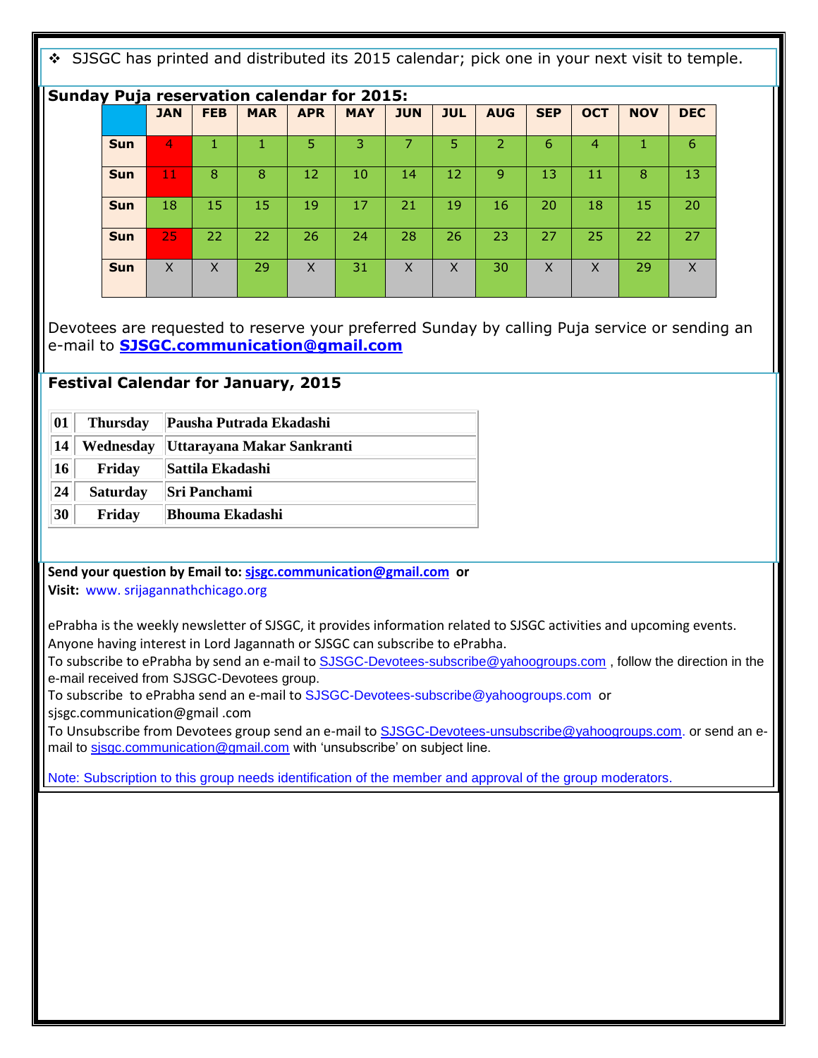❖ SJSGC has printed and distributed its 2015 calendar; pick one in your next visit to temple.

**Sunday Puja reservation calendar for 2015:**

| | JAN | FEB | MAR | APR | MAY | JUN | JUL | AUG | SEP | OCT | NOV | DEC |
|---|---|---|---|---|---|---|---|---|---|---|---|---|
| **Sun** | 4 | 1 | 1 | 5 | 3 | 7 | 5 | 2 | 6 | 4 | 1 | 6 |
| **Sun** | 11 | 8 | 8 | 12 | 10 | 14 | 12 | 9 | 13 | 11 | 8 | 13 |
| **Sun** | 18 | 15 | 15 | 19 | 17 | 21 | 19 | 16 | 20 | 18 | 15 | 20 |
| **Sun** | 25 | 22 | 22 | 26 | 24 | 28 | 26 | 23 | 27 | 25 | 22 | 27 |
| **Sun** | X | X | 29 | X | 31 | X | X | 30 | X | X | 29 | X |

Devotees are requested to reserve your preferred Sunday by calling Puja service or sending an e-mail to **SJSGC.communication@gmail.com**

**Festival Calendar for January, 2015**

| | | |
|---|---|---|
| **01** | **Thursday** | **Pausha Putrada Ekadashi** |
| **14** | **Wednesday** | **Uttarayana Makar Sankranti** |
| **16** | **Friday** | **Sattila Ekadashi** |
| **24** | **Saturday** | **Sri Panchami** |
| **30** | **Friday** | **Bhouma Ekadashi** |

**Send your question by Email to: sjsgc.communication@gmail.com or**
**Visit:** www. srijagannathchicago.org

ePrabha is the weekly newsletter of SJSGC, it provides information related to SJSGC activities and upcoming events. Anyone having interest in Lord Jagannath or SJSGC can subscribe to ePrabha.
To subscribe to ePrabha by send an e-mail to SJSGC-Devotees-subscribe@yahoogroups.com , follow the direction in the e-mail received from SJSGC-Devotees group.
To subscribe to ePrabha send an e-mail to SJSGC-Devotees-subscribe@yahoogroups.com or sjsgc.communication@gmail .com
To Unsubscribe from Devotees group send an e-mail to SJSGC-Devotees-unsubscribe@yahoogroups.com. or send an e-mail to sjsgc.communication@gmail.com with 'unsubscribe' on subject line.

Note: Subscription to this group needs identification of the member and approval of the group moderators.